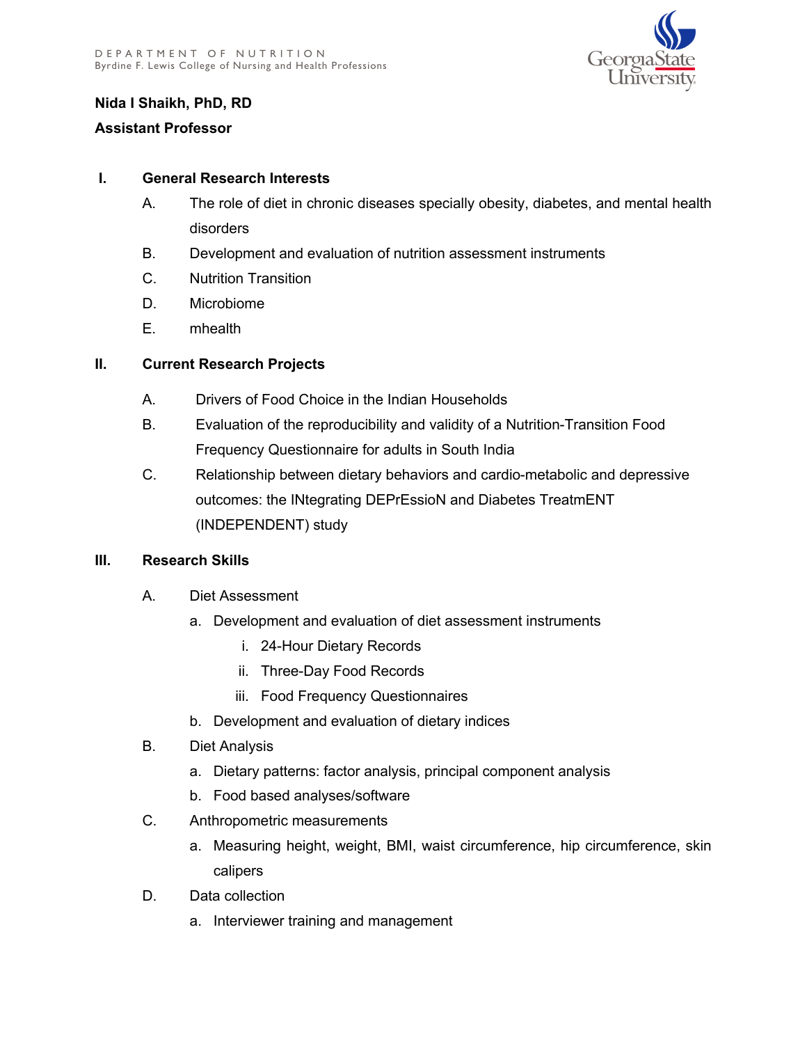DEPARTMENT OF NUTRITION
Byrdine F. Lewis College of Nursing and Health Professions

**Nida I Shaikh, PhD, RD**

**Assistant Professor**

## I. General Research Interests

A. The role of diet in chronic diseases specially obesity, diabetes, and mental health disorders

B. Development and evaluation of nutrition assessment instruments

C. Nutrition Transition

D. Microbiome

E. mhealth

## II. Current Research Projects

A. Drivers of Food Choice in the Indian Households

B. Evaluation of the reproducibility and validity of a Nutrition-Transition Food Frequency Questionnaire for adults in South India

C. Relationship between dietary behaviors and cardio-metabolic and depressive outcomes: the INtegrating DEPrEssioN and Diabetes TreatmENT (INDEPENDENT) study

## III. Research Skills

A. Diet Assessment

  a. Development and evaluation of diet assessment instruments

    i. 24-Hour Dietary Records

    ii. Three-Day Food Records

    iii. Food Frequency Questionnaires

  b. Development and evaluation of dietary indices

B. Diet Analysis

  a. Dietary patterns: factor analysis, principal component analysis

  b. Food based analyses/software

C. Anthropometric measurements

  a. Measuring height, weight, BMI, waist circumference, hip circumference, skin calipers

D. Data collection

  a. Interviewer training and management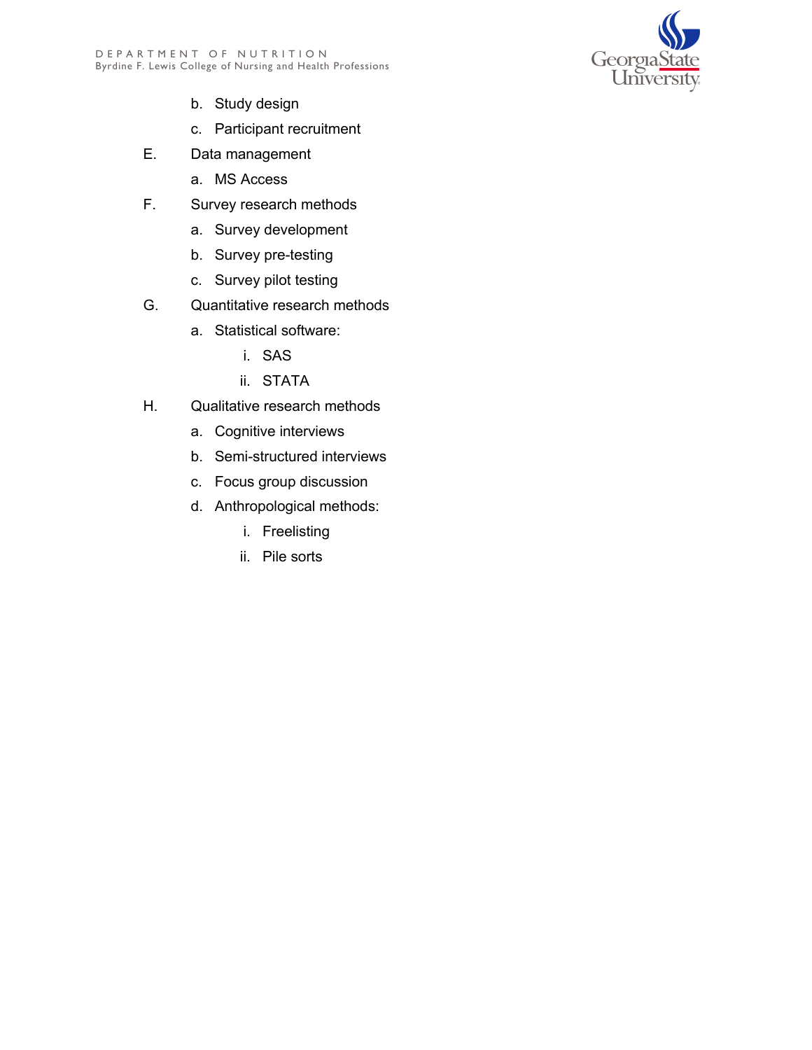- b. Study design
   - c. Participant recruitment

E. Data management
   - a. MS Access

F. Survey research methods
   - a. Survey development
   - b. Survey pre-testing
   - c. Survey pilot testing

G. Quantitative research methods
   - a. Statistical software:
      - i. SAS
      - ii. STATA

H. Qualitative research methods
   - a. Cognitive interviews
   - b. Semi-structured interviews
   - c. Focus group discussion
   - d. Anthropological methods:
      - i. Freelisting
      - ii. Pile sorts